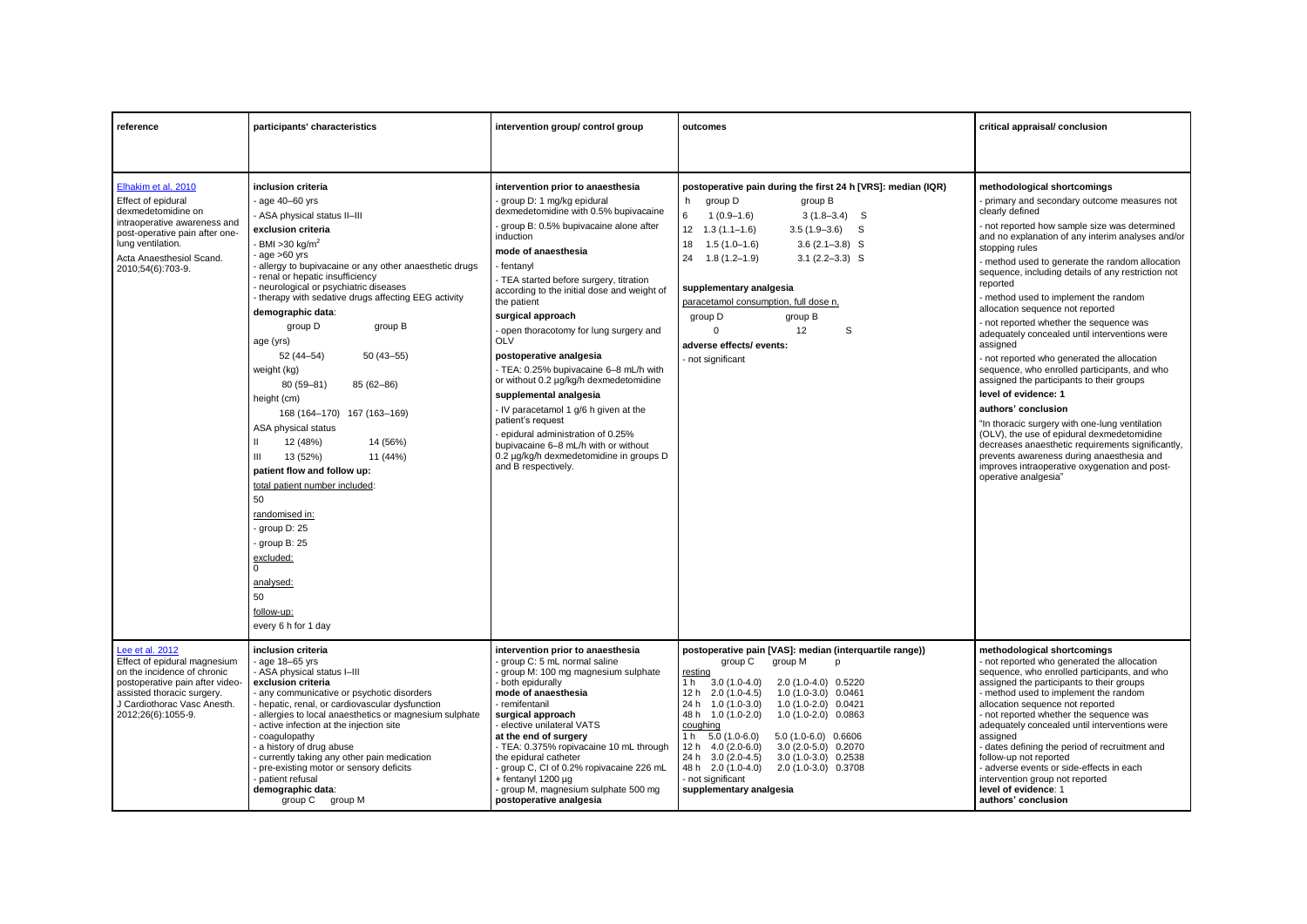| reference | participants' characteristics | intervention group/ control group | outcomes | critical appraisal/ conclusion |
| --- | --- | --- | --- | --- |
| Elhakim et al. 2010<br>Effect of epidural dexmedetomidine on intraoperative awareness and post-operative pain after one-lung ventilation.<br>Acta Anaesthesiol Scand. 2010;54(6):703-9. | **inclusion criteria**<br>- age 40–60 yrs<br>- ASA physical status II–III<br>**exclusion criteria**<br>- BMI >30 kg/m$^2$<br>- age >60 yrs<br>- allergy to bupivacaine or any other anaesthetic drugs<br>- renal or hepatic insufficiency<br>- neurological or psychiatric diseases<br>- therapy with sedative drugs affecting EEG activity<br>**demographic data**:<br>group D group B<br>age (yrs)<br>52 (44–54) 50 (43–55)<br>weight (kg)<br>80 (59–81) 85 (62–86)<br>height (cm)<br>168 (164–170) 167 (163–169)<br>ASA physical status<br>II 12 (48%) 14 (56%)<br>III 13 (52%) 11 (44%)<br>**patient flow and follow up:**<br>total patient number included:<br>50<br>randomised in:<br>- group D: 25<br>- group B: 25<br>excluded:<br>0<br>analysed:<br>50<br>follow-up:<br>every 6 h for 1 day | **intervention prior to anaesthesia**<br>- group D: 1 mg/kg epidural dexmedetomidine with 0.5% bupivacaine<br>- group B: 0.5% bupivacaine alone after induction<br>**mode of anaesthesia**<br>- fentanyl<br>- TEA started before surgery, titration according to the initial dose and weight of the patient<br>**surgical approach**<br>- open thoracotomy for lung surgery and OLV<br>**postoperative analgesia**<br>- TEA: 0.25% bupivacaine 6–8 mL/h with or without 0.2 µg/kg/h dexmedetomidine<br>**supplemental analgesia**<br>- IV paracetamol 1 g/6 h given at the patient's request<br>- epidural administration of 0.25% bupivacaine 6–8 mL/h with or without 0.2 µg/kg/h dexmedetomidine in groups D and B respectively. | **postoperative pain during the first 24 h [VRS]: median (IQR)**<br>h group D group B<br>6 1 (0.9–1.6) 3 (1.8–3.4) S<br>12 1.3 (1.1–1.6) 3.5 (1.9–3.6) S<br>18 1.5 (1.0–1.6) 3.6 (2.1–3.8) S<br>24 1.8 (1.2–1.9) 3.1 (2.2–3.3) S<br>**supplementary analgesia**<br>paracetamol consumption, full dose n,<br>group D group B<br>0 12 S<br>**adverse effects/ events:**<br>- not significant | **methodological shortcomings**<br>- primary and secondary outcome measures not clearly defined<br>- not reported how sample size was determined and no explanation of any interim analyses and/or stopping rules<br>- method used to generate the random allocation sequence, including details of any restriction not reported<br>- method used to implement the random allocation sequence not reported<br>- not reported whether the sequence was adequately concealed until interventions were assigned<br>- not reported who generated the allocation sequence, who enrolled participants, and who assigned the participants to their groups<br>**level of evidence: 1**<br>**authors' conclusion**<br>"In thoracic surgery with one-lung ventilation (OLV), the use of epidural dexmedetomidine decreases anaesthetic requirements significantly, prevents awareness during anaesthesia and improves intraoperative oxygenation and post-operative analgesia" |
| Lee et al. 2012<br>Effect of epidural magnesium on the incidence of chronic postoperative pain after video-assisted thoracic surgery.<br>J Cardiothorac Vasc Anesth. 2012;26(6):1055-9. | **inclusion criteria**<br>- age 18–65 yrs<br>- ASA physical status I–III<br>**exclusion criteria**<br>- any communicative or psychotic disorders<br>- hepatic, renal, or cardiovascular dysfunction<br>- allergies to local anaesthetics or magnesium sulphate<br>- active infection at the injection site<br>- coagulopathy<br>- a history of drug abuse<br>- currently taking any other pain medication<br>- pre-existing motor or sensory deficits<br>- patient refusal<br>**demographic data**:<br>group C group M | **intervention prior to anaesthesia**<br>- group C: 5 mL normal saline<br>- group M: 100 mg magnesium sulphate<br>- both epidurally<br>**mode of anaesthesia**<br>- remifentanil<br>**surgical approach**<br>- elective unilateral VATS<br>**at the end of surgery**<br>- TEA: 0.375% ropivacaine 10 mL through the epidural catheter<br>- group C, CI of 0.2% ropivacaine 226 mL + fentanyl 1200 µg<br>- group M, magnesium sulphate 500 mg<br>**postoperative analgesia** | **postoperative pain [VAS]: median (interquartile range))**<br>group C group M p<br>resting<br>1 h 3.0 (1.0-4.0) 2.0 (1.0-4.0) 0.5220<br>12 h 2.0 (1.0-4.5) 1.0 (1.0-3.0) 0.0461<br>24 h 1.0 (1.0-3.0) 1.0 (1.0-2.0) 0.0421<br>48 h 1.0 (1.0-2.0) 1.0 (1.0-2.0) 0.0863<br>coughing<br>1 h 5.0 (1.0-6.0) 5.0 (1.0-6.0) 0.6606<br>12 h 4.0 (2.0-6.0) 3.0 (2.0-5.0) 0.2070<br>24 h 3.0 (2.0-4.5) 3.0 (1.0-3.0) 0.2538<br>48 h 2.0 (1.0-4.0) 2.0 (1.0-3.0) 0.3708<br>- not significant<br>**supplementary analgesia** | **methodological shortcomings**<br>- not reported who generated the allocation sequence, who enrolled participants, and who assigned the participants to their groups<br>- method used to implement the random allocation sequence not reported<br>- not reported whether the sequence was adequately concealed until interventions were assigned<br>- dates defining the period of recruitment and follow-up not reported<br>- adverse events or side-effects in each intervention group not reported<br>**level of evidence**: 1<br>**authors' conclusion** |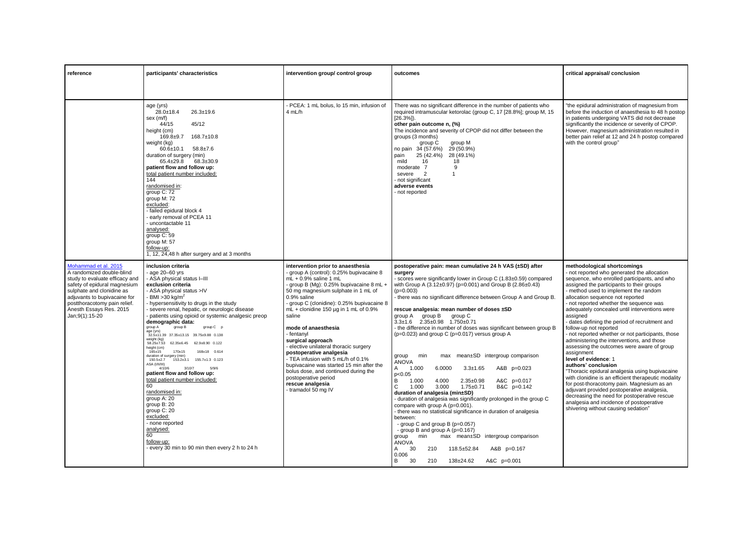| reference | participants' characteristics | intervention group/ control group | outcomes | critical appraisal/ conclusion |
|---|---|---|---|---|
| | age (yrs)<br>28.0±18.4 26.3±19.6<br>sex (m/f)<br>44/15 45/12<br>height (cm)<br>169.8±9.7 168.7±10.8<br>weight (kg)<br>60.6±10.1 58.8±7.6<br>duration of surgery (min)<br>65.4±29.8 68.3±30.9<br>**patient flow and follow up:**<br>total patient number included:<br>144<br>randomised in:<br>group C: 72<br>group M: 72<br>excluded:<br>- failed epidural block 4<br>- early removal of PCEA 11<br>- uncontactable 11<br>analysed:<br>group C: 59<br>group M: 57<br>follow-up:<br>1, 12, 24,48 h after surgery and at 3 months | - PCEA: 1 mL bolus, lo 15 min, infusion of 4 mL/h | There was no significant difference in the number of patients who required intramuscular ketorolac (group C, 17 [28.8%]; group M, 15 [26.3%]).<br>**other pain outcome n, (%)**<br>The incidence and severity of CPOP did not differ between the groups (3 months)<br>group C group M<br>no pain 34 (57.6%) 29 (50.9%)<br>pain 25 (42.4%) 28 (49.1%)<br>mild 16 18<br>moderate 7 9<br>severe 2 1<br>- not significant<br>**adverse events**<br>- not reported | "the epidural administration of magnesium from before the induction of anaesthesia to 48 h postop in patients undergoing VATS did not decrease significantly the incidence or severity of CPOP. However, magnesium administration resulted in better pain relief at 12 and 24 h postop compared with the control group" |
| Mohammad et al. 2015<br>A randomized double-blind study to evaluate efficacy and safety of epidural magnesium sulphate and clonidine as adjuvants to bupivacaine for postthoracotomy pain relief. Anesth Essays Res. 2015 Jan;9(1):15-20 | **inclusion criteria**<br>- age 20–60 yrs<br>- ASA physical status I–III<br>**exclusion criteria**<br>- ASA physical status >IV<br>- BMI >30 kg/m$^2$<br>- hypersensitivity to drugs in the study<br>- severe renal, hepatic, or neurologic disease<br>- patients using opioid or systemic analgesic preop<br>**demographic data:**<br>group A group B group C p<br>age (yrs)<br>32.5±11.39 37.35±13.15 39.75±9.88 0.138<br>weight (kg)<br>58.25±7.53 62.35±6.45 62.9±8.90 0.122<br>height (cm)<br>165±15 170±15 168±18 0.614<br>duration of surgery (min)<br>150.5±2.7 153.2±3.1 155.7±1.3 0.123<br>ASA (I/II/III)<br>4/10/6 3/10/7 5/9/6<br>**patient flow and follow up:**<br>total patient number included:<br>60<br>randomised in:<br>group A: 20<br>group B: 20<br>group C: 20<br>excluded:<br>- none reported<br>analysed:<br>60<br>follow-up:<br>- every 30 min to 90 min then every 2 h to 24 h | **intervention prior to anaesthesia**<br>- group A (control): 0.25% bupivacaine 8 mL + 0.9% saline 1 mL<br>- group B (Mg): 0.25% bupivacaine 8 mL + 50 mg magnesium sulphate in 1 mL of 0.9% saline<br>- group C (clonidine): 0.25% bupivacaine 8 mL + clonidine 150 µg in 1 mL of 0.9% saline<br>**mode of anaesthesia**<br>- fentanyl<br>**surgical approach**<br>- elective unilateral thoracic surgery<br>**postoperative analgesia**<br>- TEA infusion with 5 mL/h of 0.1% bupivacaine was started 15 min after the bolus dose, and continued during the postoperative period<br>**rescue analgesia**<br>- tramadol 50 mg IV | **postoperative pain: mean cumulative 24 h VAS (±SD) after surgery**<br>- scores were significantly lower in Group C (1.83±0.59) compared with Group A (3.12±0.97) (p=0.001) and Group B (2.86±0.43) (p=0.003)<br>- there was no significant difference between Group A and Group B.<br>**rescue analgesia: mean number of doses ±SD**<br>group A group B group C<br>3.3±1.6 2.35±0.98 1.750±0.71<br>- the difference in number of doses was significant between group B (p=0.023) and group C (p=0.017) versus group A<br>group min max mean±SD intergroup comparison ANOVA<br>A 1.000 6.0000 3.3±1.65 A&B p=0.023 p<0.05<br>B 1.000 4.000 2.35±0.98 A&C p=0.017<br>C 1.000 3.000 1.75±0.71 B&C p=0.142<br>**duration of analgesia (min±SD)**<br>- duration of analgesia was significantly prolonged in the group C compare with group A (p=0.001).<br>- there was no statistical significance in duration of analgesia between:<br>- group C and group B (p=0.057)<br>- group B and group A (p=0.167)<br>group min max mean±SD intergroup comparison ANOVA<br>A 30 210 118.5±52.84 A&B p=0.167 0.006<br>B 30 210 138±24.62 A&C p=0.001 | **methodological shortcomings**<br>- not reported who generated the allocation sequence, who enrolled participants, and who assigned the participants to their groups<br>- method used to implement the random allocation sequence not reported<br>- not reported whether the sequence was adequately concealed until interventions were assigned<br>- dates defining the period of recruitment and follow-up not reported<br>- not reported whether or not participants, those administering the interventions, and those assessing the outcomes were aware of group assignment<br>**level of evidence**: 1<br>**authors' conclusion**<br>"Thoracic epidural analgesia using bupivacaine with clonidine is an efficient therapeutic modality for post-thoracotomy pain. Magnesium as an adjuvant provided postoperative analgesia, decreasing the need for postoperative rescue analgesia and incidence of postoperative shivering without causing sedation" |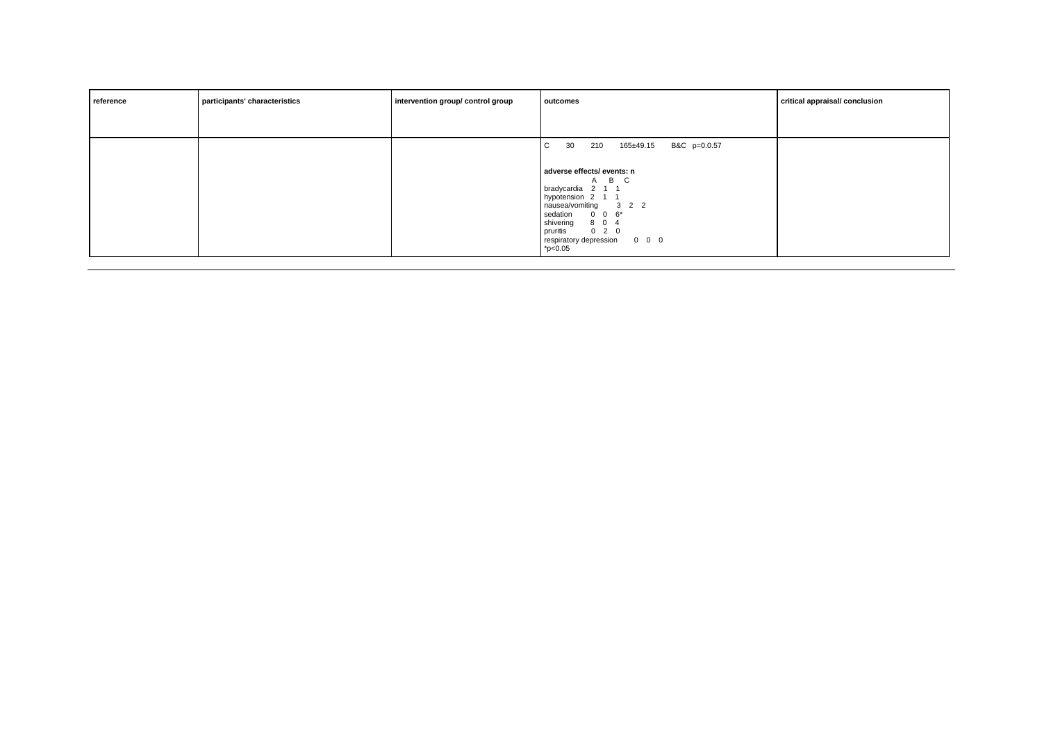| reference | participants' characteristics | intervention group/ control group | outcomes | critical appraisal/ conclusion |
| --- | --- | --- | --- | --- |
| | | | C 30 210 165±49.15 B&C p=0.0.57<br><br>**adverse effects/ events: n**<br>A B C<br>bradycardia 2 1 1<br>hypotension 2 1 1<br>nausea/vomiting 3 2 2<br>sedation 0 0 6*<br>shivering 8 0 4<br>pruritis 0 2 0<br>respiratory depression 0 0 0<br>*p<0.05 | |